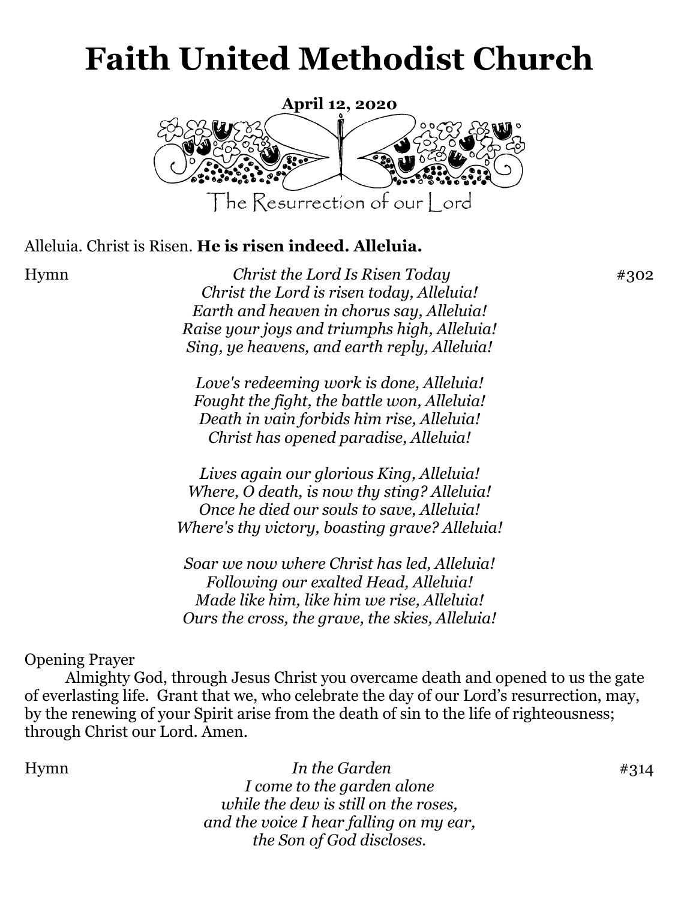# Faith United Methodist Church

**April 12, 2020**

The Resurrection of our Lord

Alleluia. Christ is Risen. **He is risen indeed. Alleluia.**

Hymn *Christ the Lord Is Risen Today* #302

*Christ the Lord is risen today, Alleluia!*
*Earth and heaven in chorus say, Alleluia!*
*Raise your joys and triumphs high, Alleluia!*
*Sing, ye heavens, and earth reply, Alleluia!*

*Love's redeeming work is done, Alleluia!*
*Fought the fight, the battle won, Alleluia!*
*Death in vain forbids him rise, Alleluia!*
*Christ has opened paradise, Alleluia!*

*Lives again our glorious King, Alleluia!*
*Where, O death, is now thy sting? Alleluia!*
*Once he died our souls to save, Alleluia!*
*Where's thy victory, boasting grave? Alleluia!*

*Soar we now where Christ has led, Alleluia!*
*Following our exalted Head, Alleluia!*
*Made like him, like him we rise, Alleluia!*
*Ours the cross, the grave, the skies, Alleluia!*

Opening Prayer

Almighty God, through Jesus Christ you overcame death and opened to us the gate of everlasting life. Grant that we, who celebrate the day of our Lord's resurrection, may, by the renewing of your Spirit arise from the death of sin to the life of righteousness; through Christ our Lord. Amen.

Hymn *In the Garden* #314

*I come to the garden alone*
*while the dew is still on the roses,*
*and the voice I hear falling on my ear,*
*the Son of God discloses.*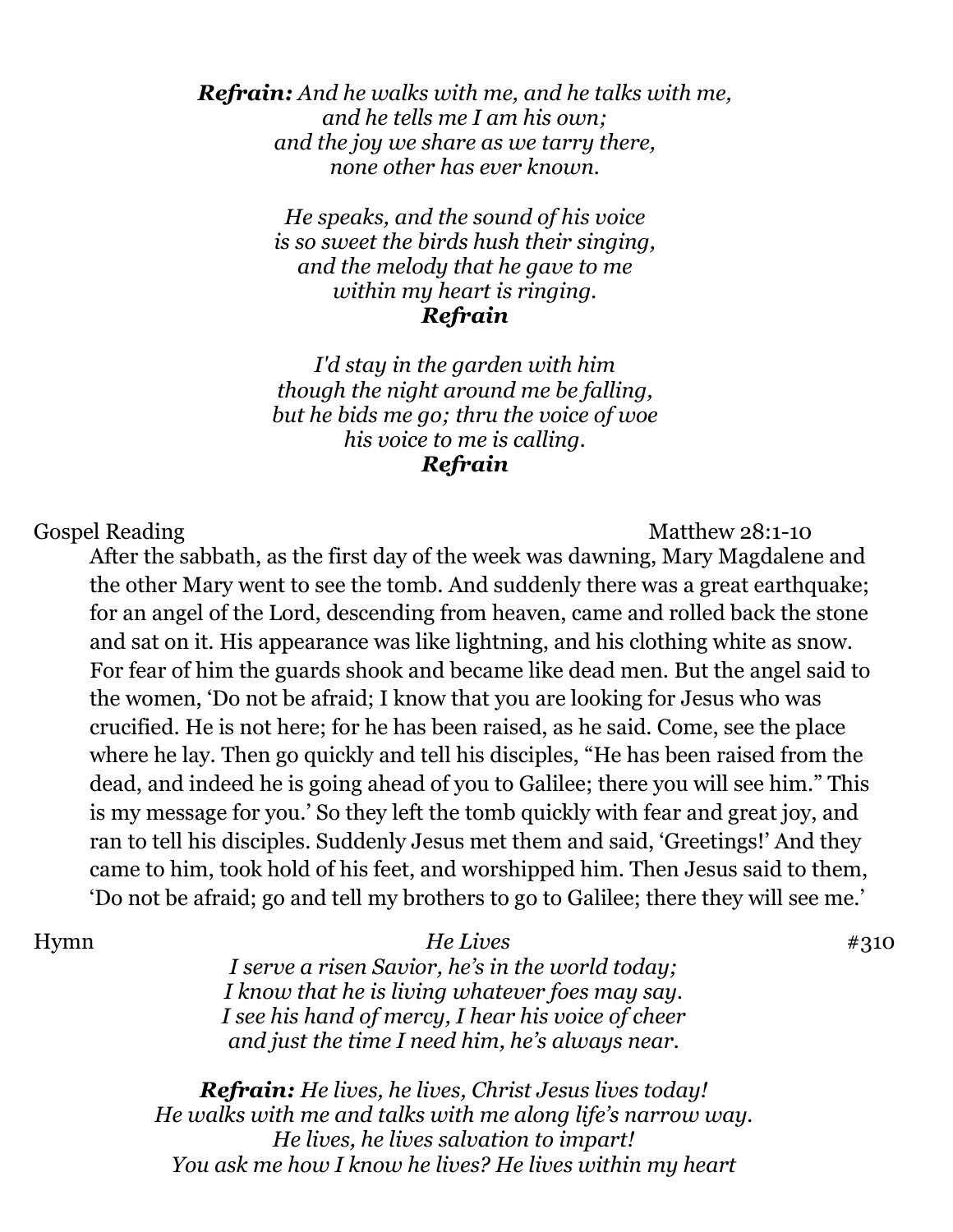***Refrain:*** *And he walks with me, and he talks with me,*
*and he tells me I am his own;*
*and the joy we share as we tarry there,*
*none other has ever known.*

*He speaks, and the sound of his voice*
*is so sweet the birds hush their singing,*
*and the melody that he gave to me*
*within my heart is ringing.*
***Refrain***

*I'd stay in the garden with him*
*though the night around me be falling,*
*but he bids me go; thru the voice of woe*
*his voice to me is calling.*
***Refrain***

Gospel Reading — Matthew 28:1-10

After the sabbath, as the first day of the week was dawning, Mary Magdalene and the other Mary went to see the tomb. And suddenly there was a great earthquake; for an angel of the Lord, descending from heaven, came and rolled back the stone and sat on it. His appearance was like lightning, and his clothing white as snow. For fear of him the guards shook and became like dead men. But the angel said to the women, 'Do not be afraid; I know that you are looking for Jesus who was crucified. He is not here; for he has been raised, as he said. Come, see the place where he lay. Then go quickly and tell his disciples, "He has been raised from the dead, and indeed he is going ahead of you to Galilee; there you will see him." This is my message for you.' So they left the tomb quickly with fear and great joy, and ran to tell his disciples. Suddenly Jesus met them and said, 'Greetings!' And they came to him, took hold of his feet, and worshipped him. Then Jesus said to them, 'Do not be afraid; go and tell my brothers to go to Galilee; there they will see me.'

Hymn — *He Lives* — #310

*I serve a risen Savior, he's in the world today;*
*I know that he is living whatever foes may say.*
*I see his hand of mercy, I hear his voice of cheer*
*and just the time I need him, he's always near.*

***Refrain:*** *He lives, he lives, Christ Jesus lives today!*
*He walks with me and talks with me along life's narrow way.*
*He lives, he lives salvation to impart!*
*You ask me how I know he lives? He lives within my heart*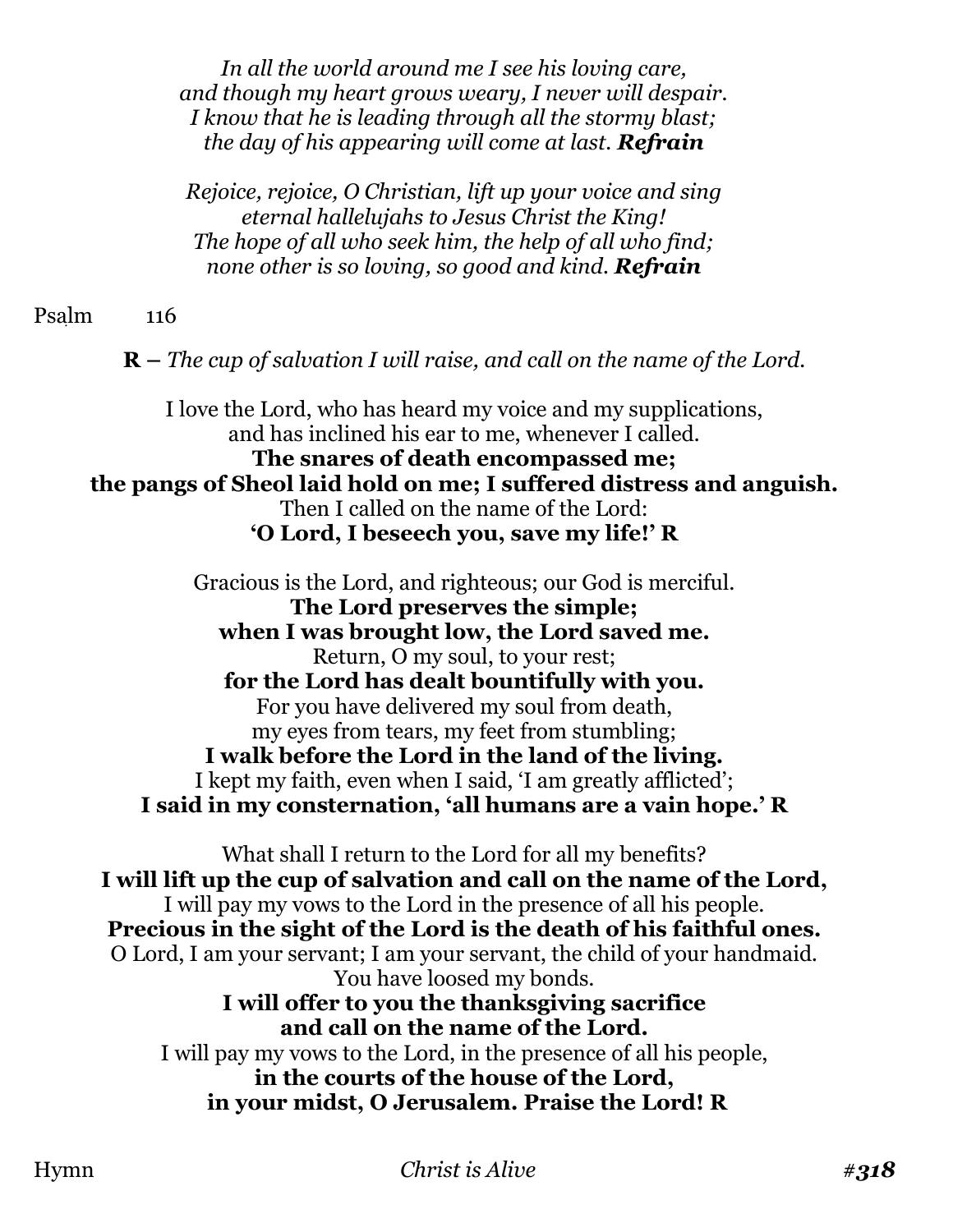*In all the world around me I see his loving care,*
*and though my heart grows weary, I never will despair.*
*I know that he is leading through all the stormy blast;*
*the day of his appearing will come at last.* ***Refrain***

*Rejoice, rejoice, O Christian, lift up your voice and sing*
*eternal hallelujahs to Jesus Christ the King!*
*The hope of all who seek him, the help of all who find;*
*none other is so loving, so good and kind.* ***Refrain***

Psalm 116

**R –** *The cup of salvation I will raise, and call on the name of the Lord.*

I love the Lord, who has heard my voice and my supplications,
and has inclined his ear to me, whenever I called.
**The snares of death encompassed me;**
**the pangs of Sheol laid hold on me; I suffered distress and anguish.**
Then I called on the name of the Lord:
**'O Lord, I beseech you, save my life!' R**

Gracious is the Lord, and righteous; our God is merciful.
**The Lord preserves the simple;**
**when I was brought low, the Lord saved me.**
Return, O my soul, to your rest;
**for the Lord has dealt bountifully with you.**
For you have delivered my soul from death,
my eyes from tears, my feet from stumbling;
**I walk before the Lord in the land of the living.**
I kept my faith, even when I said, 'I am greatly afflicted';
**I said in my consternation, 'all humans are a vain hope.' R**

What shall I return to the Lord for all my benefits?
**I will lift up the cup of salvation and call on the name of the Lord,**
I will pay my vows to the Lord in the presence of all his people.
**Precious in the sight of the Lord is the death of his faithful ones.**
O Lord, I am your servant; I am your servant, the child of your handmaid.
You have loosed my bonds.
**I will offer to you the thanksgiving sacrifice**
**and call on the name of the Lord.**
I will pay my vows to the Lord, in the presence of all his people,
**in the courts of the house of the Lord,**
**in your midst, O Jerusalem. Praise the Lord! R**

Hymn *Christ is Alive* ***#318***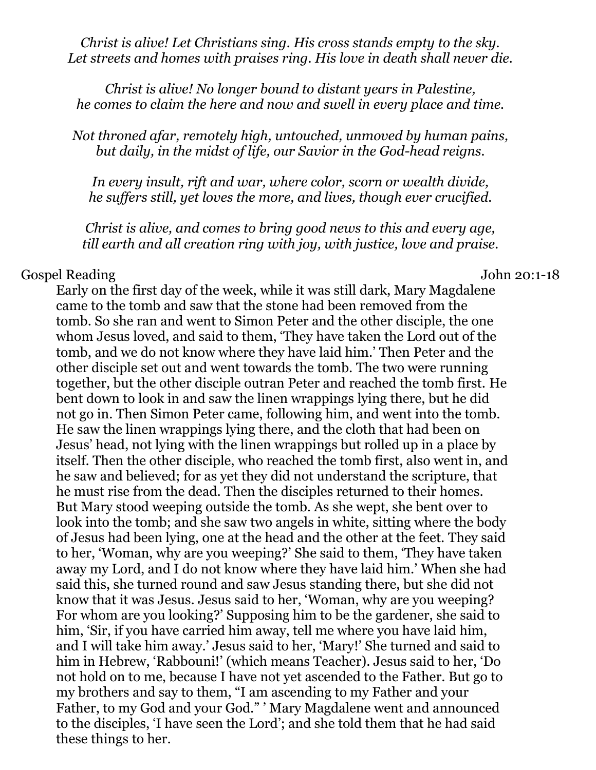*Christ is alive! Let Christians sing. His cross stands empty to the sky.*
*Let streets and homes with praises ring. His love in death shall never die.*

*Christ is alive! No longer bound to distant years in Palestine,*
*he comes to claim the here and now and swell in every place and time.*

*Not throned afar, remotely high, untouched, unmoved by human pains,*
*but daily, in the midst of life, our Savior in the God-head reigns.*

*In every insult, rift and war, where color, scorn or wealth divide,*
*he suffers still, yet loves the more, and lives, though ever crucified.*

*Christ is alive, and comes to bring good news to this and every age,*
*till earth and all creation ring with joy, with justice, love and praise.*

Gospel Reading John 20:1-18

Early on the first day of the week, while it was still dark, Mary Magdalene came to the tomb and saw that the stone had been removed from the tomb. So she ran and went to Simon Peter and the other disciple, the one whom Jesus loved, and said to them, 'They have taken the Lord out of the tomb, and we do not know where they have laid him.' Then Peter and the other disciple set out and went towards the tomb. The two were running together, but the other disciple outran Peter and reached the tomb first. He bent down to look in and saw the linen wrappings lying there, but he did not go in. Then Simon Peter came, following him, and went into the tomb. He saw the linen wrappings lying there, and the cloth that had been on Jesus' head, not lying with the linen wrappings but rolled up in a place by itself. Then the other disciple, who reached the tomb first, also went in, and he saw and believed; for as yet they did not understand the scripture, that he must rise from the dead. Then the disciples returned to their homes. But Mary stood weeping outside the tomb. As she wept, she bent over to look into the tomb; and she saw two angels in white, sitting where the body of Jesus had been lying, one at the head and the other at the feet. They said to her, 'Woman, why are you weeping?' She said to them, 'They have taken away my Lord, and I do not know where they have laid him.' When she had said this, she turned round and saw Jesus standing there, but she did not know that it was Jesus. Jesus said to her, 'Woman, why are you weeping? For whom are you looking?' Supposing him to be the gardener, she said to him, 'Sir, if you have carried him away, tell me where you have laid him, and I will take him away.' Jesus said to her, 'Mary!' She turned and said to him in Hebrew, 'Rabbouni!' (which means Teacher). Jesus said to her, 'Do not hold on to me, because I have not yet ascended to the Father. But go to my brothers and say to them, "I am ascending to my Father and your Father, to my God and your God." ' Mary Magdalene went and announced to the disciples, 'I have seen the Lord'; and she told them that he had said these things to her.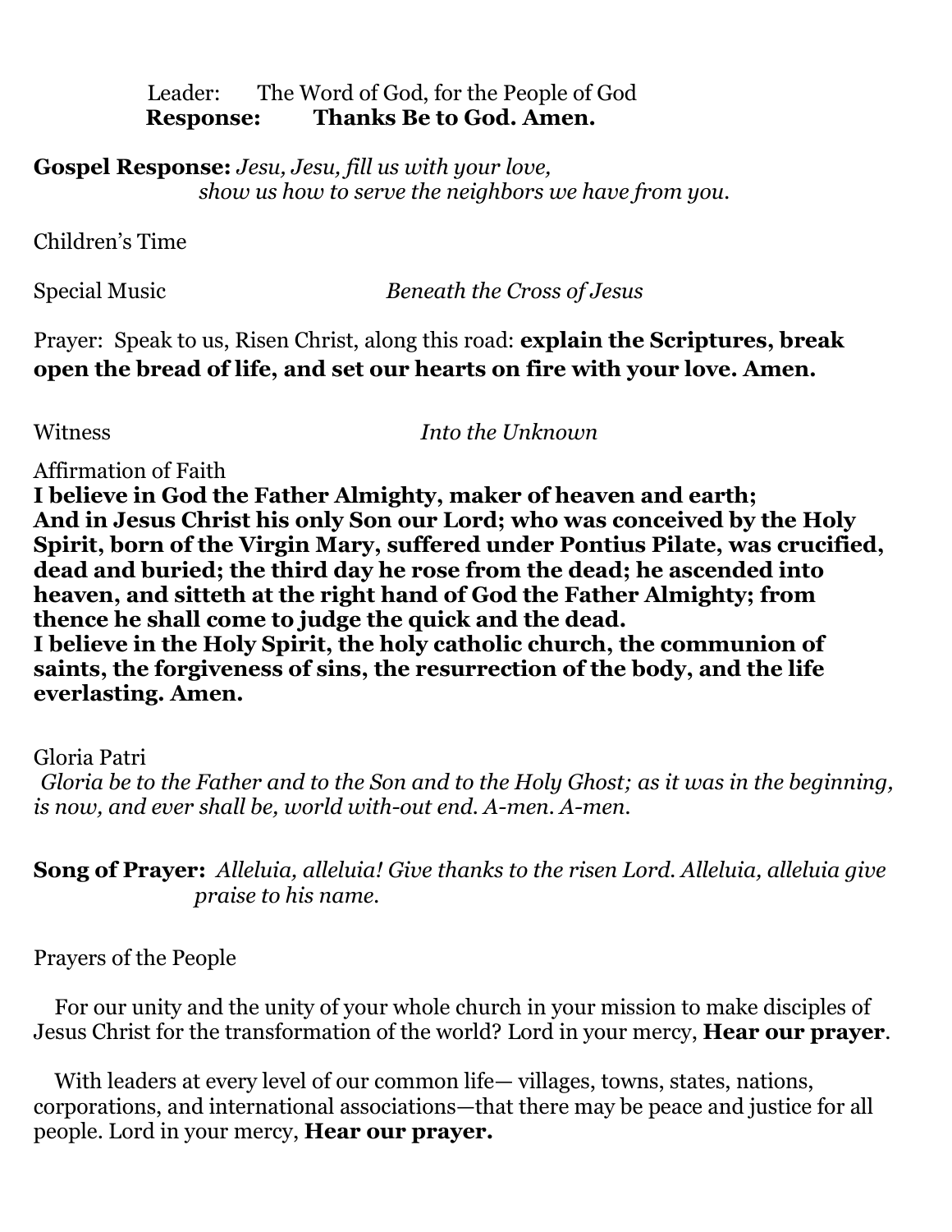Leader: The Word of God, for the People of God
**Response: Thanks Be to God. Amen.**

**Gospel Response:** *Jesu, Jesu, fill us with your love,*
*show us how to serve the neighbors we have from you.*

Children's Time

Special Music *Beneath the Cross of Jesus*

Prayer: Speak to us, Risen Christ, along this road: **explain the Scriptures, break open the bread of life, and set our hearts on fire with your love. Amen.**

Witness *Into the Unknown*

Affirmation of Faith
**I believe in God the Father Almighty, maker of heaven and earth;**
**And in Jesus Christ his only Son our Lord; who was conceived by the Holy Spirit, born of the Virgin Mary, suffered under Pontius Pilate, was crucified, dead and buried; the third day he rose from the dead; he ascended into heaven, and sitteth at the right hand of God the Father Almighty; from thence he shall come to judge the quick and the dead.**
**I believe in the Holy Spirit, the holy catholic church, the communion of saints, the forgiveness of sins, the resurrection of the body, and the life everlasting. Amen.**

Gloria Patri
*Gloria be to the Father and to the Son and to the Holy Ghost; as it was in the beginning, is now, and ever shall be, world with-out end. A-men. A-men.*

**Song of Prayer:** *Alleluia, alleluia! Give thanks to the risen Lord. Alleluia, alleluia give praise to his name.*

Prayers of the People

For our unity and the unity of your whole church in your mission to make disciples of Jesus Christ for the transformation of the world? Lord in your mercy, **Hear our prayer**.

With leaders at every level of our common life— villages, towns, states, nations, corporations, and international associations—that there may be peace and justice for all people. Lord in your mercy, **Hear our prayer.**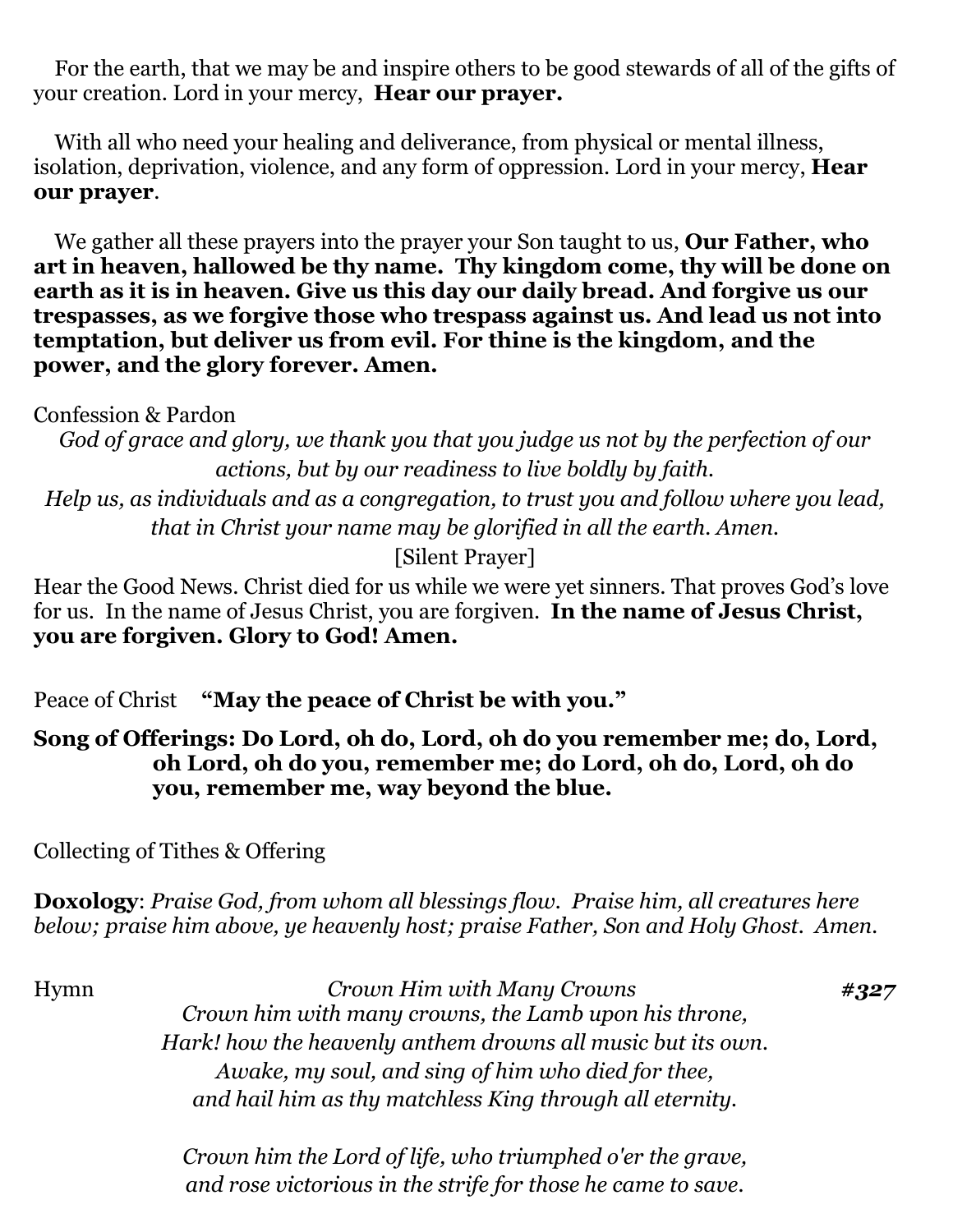For the earth, that we may be and inspire others to be good stewards of all of the gifts of your creation. Lord in your mercy, **Hear our prayer.**

With all who need your healing and deliverance, from physical or mental illness, isolation, deprivation, violence, and any form of oppression. Lord in your mercy, **Hear our prayer**.

We gather all these prayers into the prayer your Son taught to us, **Our Father, who art in heaven, hallowed be thy name. Thy kingdom come, thy will be done on earth as it is in heaven. Give us this day our daily bread. And forgive us our trespasses, as we forgive those who trespass against us. And lead us not into temptation, but deliver us from evil. For thine is the kingdom, and the power, and the glory forever. Amen.**

Confession & Pardon

*God of grace and glory, we thank you that you judge us not by the perfection of our actions, but by our readiness to live boldly by faith.*
*Help us, as individuals and as a congregation, to trust you and follow where you lead, that in Christ your name may be glorified in all the earth. Amen.*

[Silent Prayer]

Hear the Good News. Christ died for us while we were yet sinners. That proves God's love for us. In the name of Jesus Christ, you are forgiven. **In the name of Jesus Christ, you are forgiven. Glory to God! Amen.**

Peace of Christ **"May the peace of Christ be with you."**

**Song of Offerings: Do Lord, oh do, Lord, oh do you remember me; do, Lord, oh Lord, oh do you, remember me; do Lord, oh do, Lord, oh do you, remember me, way beyond the blue.**

Collecting of Tithes & Offering

**Doxology**: *Praise God, from whom all blessings flow. Praise him, all creatures here below; praise him above, ye heavenly host; praise Father, Son and Holy Ghost. Amen.*

Hymn *Crown Him with Many Crowns* ***#327***

*Crown him with many crowns, the Lamb upon his throne,*
*Hark! how the heavenly anthem drowns all music but its own.*
*Awake, my soul, and sing of him who died for thee,*
*and hail him as thy matchless King through all eternity.*

*Crown him the Lord of life, who triumphed o'er the grave,*
*and rose victorious in the strife for those he came to save.*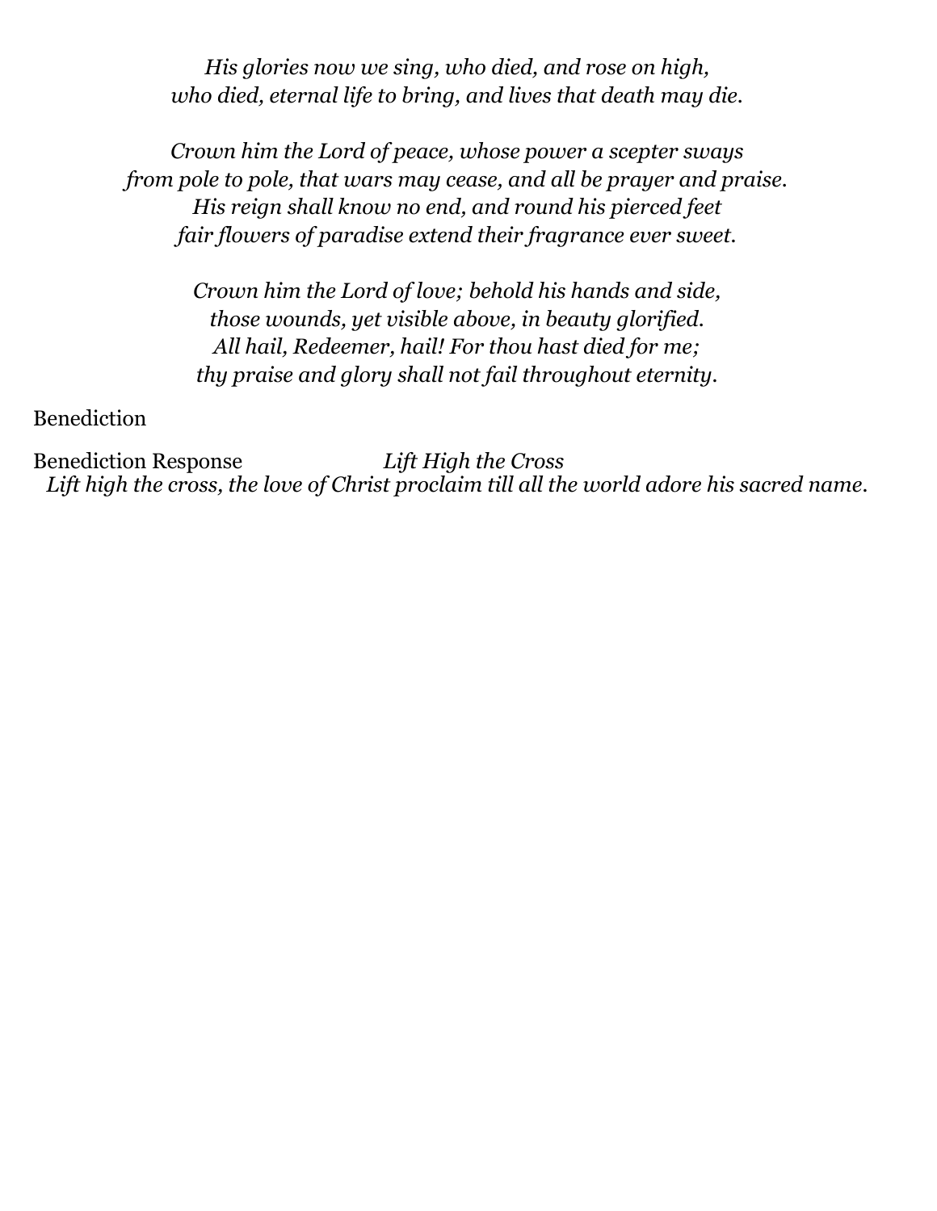*His glories now we sing, who died, and rose on high,*
*who died, eternal life to bring, and lives that death may die.*

*Crown him the Lord of peace, whose power a scepter sways*
*from pole to pole, that wars may cease, and all be prayer and praise.*
*His reign shall know no end, and round his pierced feet*
*fair flowers of paradise extend their fragrance ever sweet.*

*Crown him the Lord of love; behold his hands and side,*
*those wounds, yet visible above, in beauty glorified.*
*All hail, Redeemer, hail! For thou hast died for me;*
*thy praise and glory shall not fail throughout eternity.*

Benediction

Benediction Response *Lift High the Cross*
*Lift high the cross, the love of Christ proclaim till all the world adore his sacred name.*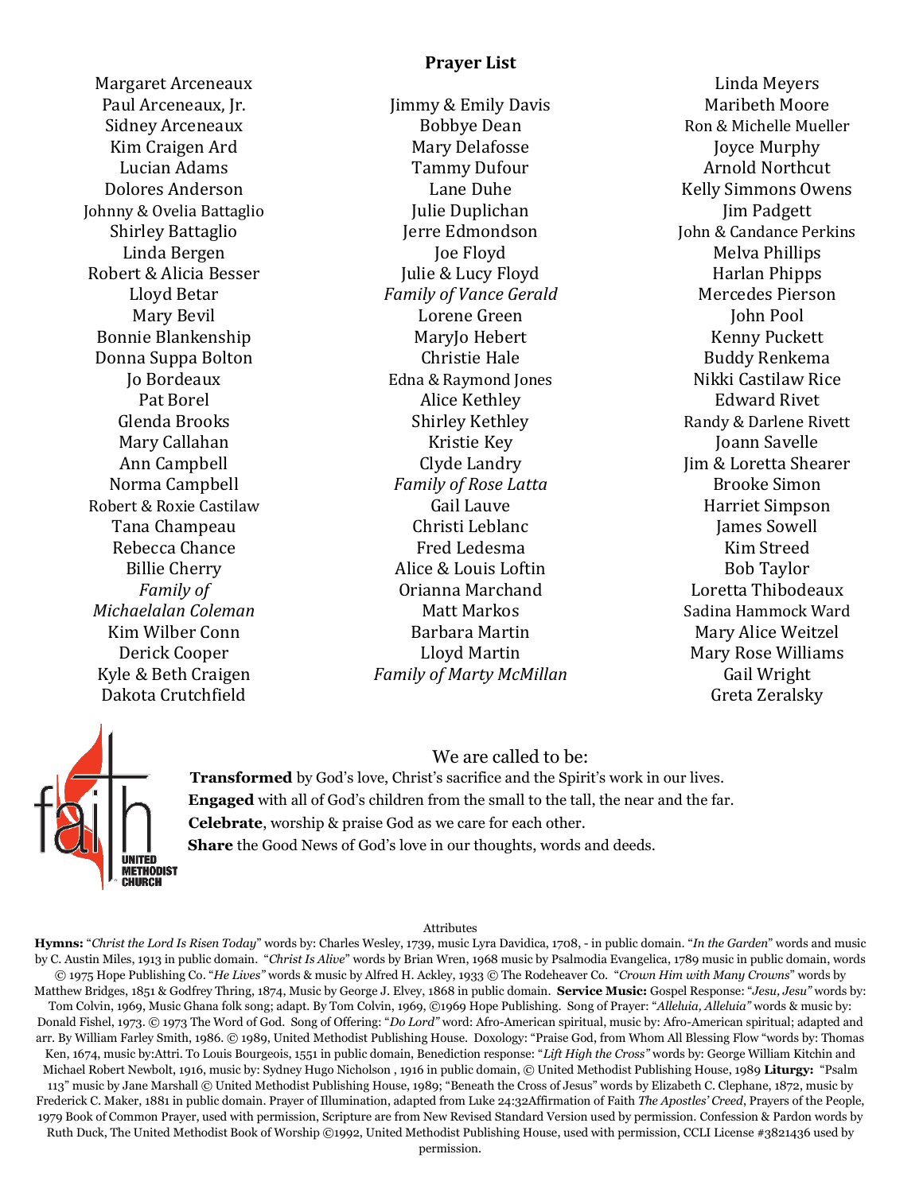## Prayer List

Margaret Arceneaux
Paul Arceneaux, Jr.
Sidney Arceneaux
Kim Craigen Ard
Lucian Adams
Dolores Anderson
Johnny & Ovelia Battaglio
Shirley Battaglio
Linda Bergen
Robert & Alicia Besser
Lloyd Betar
Mary Bevil
Bonnie Blankenship
Donna Suppa Bolton
Jo Bordeaux
Pat Borel
Glenda Brooks
Mary Callahan
Ann Campbell
Norma Campbell
Robert & Roxie Castilaw
Tana Champeau
Rebecca Chance
Billie Cherry
*Family of Michaelalan Coleman*
Kim Wilber Conn
Derick Cooper
Kyle & Beth Craigen
Dakota Crutchfield

Jimmy & Emily Davis
Bobbye Dean
Mary Delafosse
Tammy Dufour
Lane Duhe
Julie Duplichan
Jerre Edmondson
Joe Floyd
Julie & Lucy Floyd
*Family of Vance Gerald*
Lorene Green
MaryJo Hebert
Christie Hale
Edna & Raymond Jones
Alice Kethley
Shirley Kethley
Kristie Key
Clyde Landry
*Family of Rose Latta*
Gail Lauve
Christi Leblanc
Fred Ledesma
Alice & Louis Loftin
Orianna Marchand
Matt Markos
Barbara Martin
Lloyd Martin
*Family of Marty McMillan*

Linda Meyers
Maribeth Moore
Ron & Michelle Mueller
Joyce Murphy
Arnold Northcut
Kelly Simmons Owens
Jim Padgett
John & Candance Perkins
Melva Phillips
Harlan Phipps
Mercedes Pierson
John Pool
Kenny Puckett
Buddy Renkema
Nikki Castilaw Rice
Edward Rivet
Randy & Darlene Rivett
Joann Savelle
Jim & Loretta Shearer
Brooke Simon
Harriet Simpson
James Sowell
Kim Streed
Bob Taylor
Loretta Thibodeaux
Sadina Hammock Ward
Mary Alice Weitzel
Mary Rose Williams
Gail Wright
Greta Zeralsky

faith UNITED METHODIST CHURCH

We are called to be:

**Transformed** by God's love, Christ's sacrifice and the Spirit's work in our lives.
**Engaged** with all of God's children from the small to the tall, the near and the far.
**Celebrate**, worship & praise God as we care for each other.
**Share** the Good News of God's love in our thoughts, words and deeds.

Attributes

**Hymns:** "*Christ the Lord Is Risen Today*" words by: Charles Wesley, 1739, music Lyra Davidica, 1708, - in public domain. "*In the Garden*" words and music by C. Austin Miles, 1913 in public domain. "*Christ Is Alive*" words by Brian Wren, 1968 music by Psalmodia Evangelica, 1789 music in public domain, words © 1975 Hope Publishing Co. "*He Lives"* words & music by Alfred H. Ackley, 1933 © The Rodeheaver Co. "*Crown Him with Many Crowns*" words by Matthew Bridges, 1851 & Godfrey Thring, 1874, Music by George J. Elvey, 1868 in public domain. **Service Music:** Gospel Response: "*Jesu, Jesu"* words by: Tom Colvin, 1969, Music Ghana folk song; adapt. By Tom Colvin, 1969, ©1969 Hope Publishing. Song of Prayer: "*Alleluia, Alleluia"* words & music by: Donald Fishel, 1973. © 1973 The Word of God. Song of Offering: "*Do Lord"* word: Afro-American spiritual, music by: Afro-American spiritual; adapted and arr. By William Farley Smith, 1986. © 1989, United Methodist Publishing House. Doxology: "Praise God, from Whom All Blessing Flow "words by: Thomas Ken, 1674, music by:Attri. To Louis Bourgeois, 1551 in public domain, Benediction response: "*Lift High the Cross"* words by: George William Kitchin and Michael Robert Newbolt, 1916, music by: Sydney Hugo Nicholson , 1916 in public domain, © United Methodist Publishing House, 1989 **Liturgy:** "Psalm 113" music by Jane Marshall © United Methodist Publishing House, 1989; "Beneath the Cross of Jesus" words by Elizabeth C. Clephane, 1872, music by Frederick C. Maker, 1881 in public domain. Prayer of Illumination, adapted from Luke 24:32Affirmation of Faith *The Apostles' Creed*, Prayers of the People, 1979 Book of Common Prayer, used with permission, Scripture are from New Revised Standard Version used by permission. Confession & Pardon words by Ruth Duck, The United Methodist Book of Worship ©1992, United Methodist Publishing House, used with permission, CCLI License #3821436 used by permission.